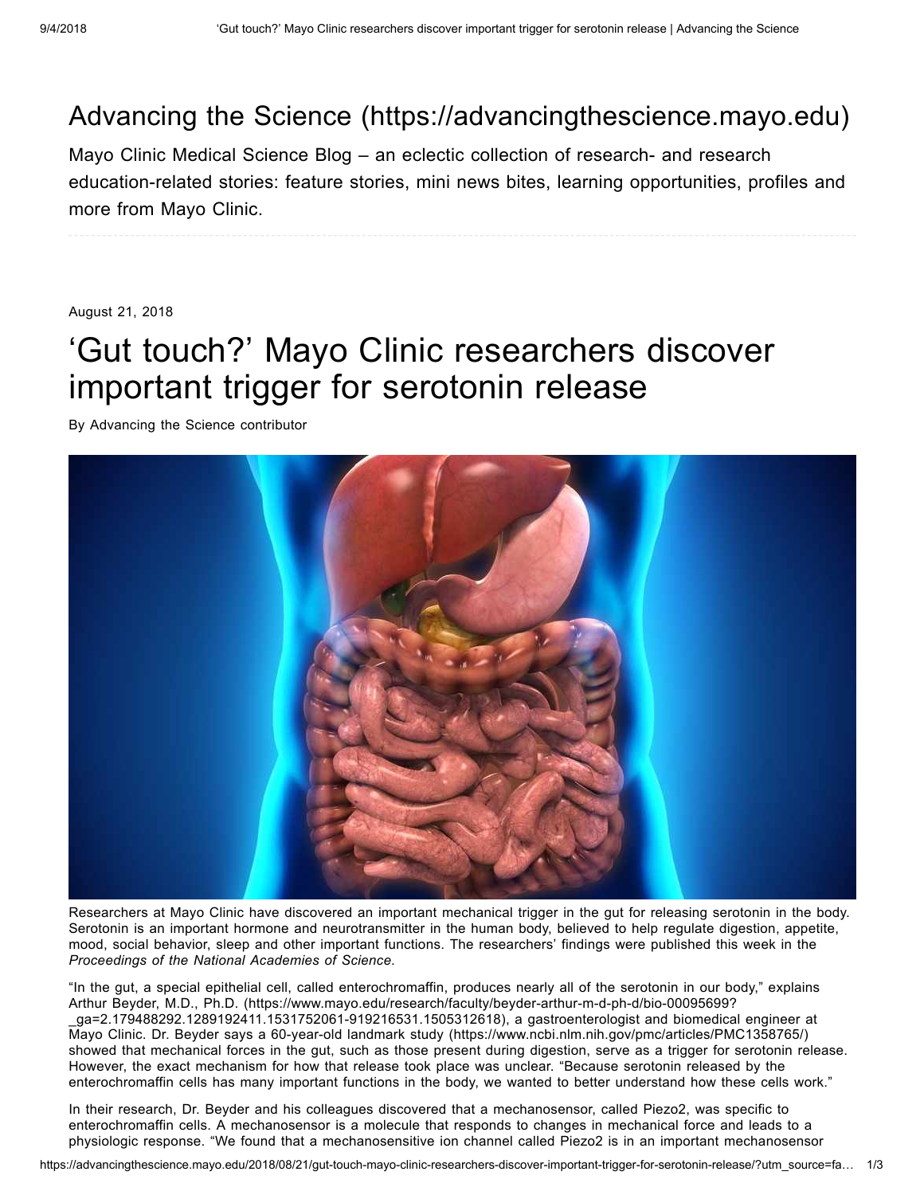# Advancing the Science (https://advancingthescience.mayo.edu)

Mayo Clinic Medical Science Blog – an eclectic collection of research- and research education-related stories: feature stories, mini news bites, learning opportunities, profiles and more from Mayo Clinic.

August 21, 2018

## ‘Gut touch?’ Mayo Clinic researchers discover important trigger for serotonin release

By Advancing the Science contributor

Researchers at Mayo Clinic have discovered an important mechanical trigger in the gut for releasing serotonin in the body. Serotonin is an important hormone and neurotransmitter in the human body, believed to help regulate digestion, appetite, mood, social behavior, sleep and other important functions. The researchers' findings were published this week in the *Proceedings of the National Academies of Science*.

“In the gut, a special epithelial cell, called enterochromaffin, produces nearly all of the serotonin in our body,” explains Arthur Beyder, M.D., Ph.D. (https://www.mayo.edu/research/faculty/beyder-arthur-m-d-ph-d/bio-00095699?_ga=2.179488292.1289192411.1531752061-919216531.1505312618), a gastroenterologist and biomedical engineer at Mayo Clinic. Dr. Beyder says a 60-year-old landmark study (https://www.ncbi.nlm.nih.gov/pmc/articles/PMC1358765/) showed that mechanical forces in the gut, such as those present during digestion, serve as a trigger for serotonin release. However, the exact mechanism for how that release took place was unclear. “Because serotonin released by the enterochromaffin cells has many important functions in the body, we wanted to better understand how these cells work.”

In their research, Dr. Beyder and his colleagues discovered that a mechanosensor, called Piezo2, was specific to enterochromaffin cells. A mechanosensor is a molecule that responds to changes in mechanical force and leads to a physiologic response. “We found that a mechanosensitive ion channel called Piezo2 is in an important mechanosensor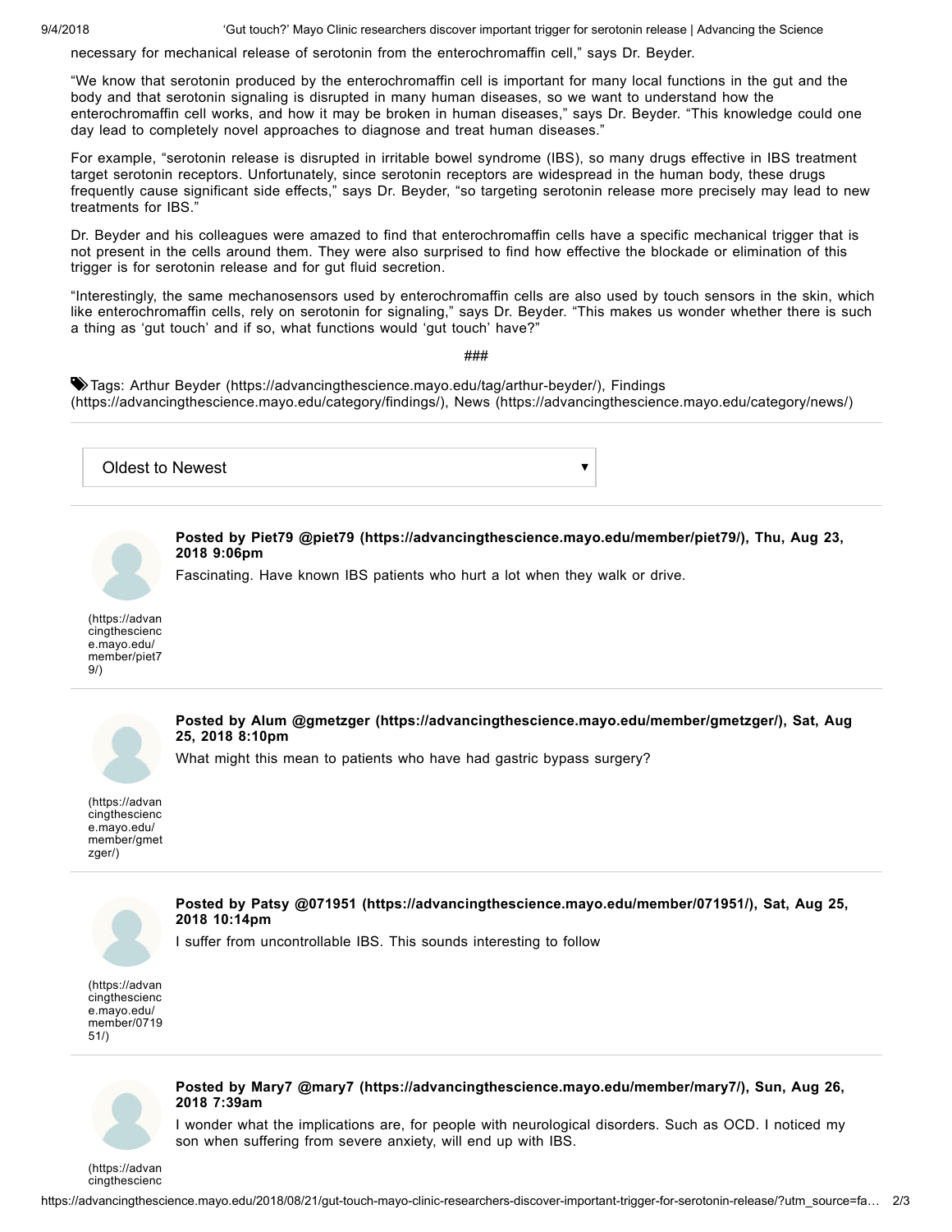necessary for mechanical release of serotonin from the enterochromaffin cell," says Dr. Beyder.

"We know that serotonin produced by the enterochromaffin cell is important for many local functions in the gut and the body and that serotonin signaling is disrupted in many human diseases, so we want to understand how the enterochromaffin cell works, and how it may be broken in human diseases," says Dr. Beyder. "This knowledge could one day lead to completely novel approaches to diagnose and treat human diseases."

For example, "serotonin release is disrupted in irritable bowel syndrome (IBS), so many drugs effective in IBS treatment target serotonin receptors. Unfortunately, since serotonin receptors are widespread in the human body, these drugs frequently cause significant side effects," says Dr. Beyder, "so targeting serotonin release more precisely may lead to new treatments for IBS."

Dr. Beyder and his colleagues were amazed to find that enterochromaffin cells have a specific mechanical trigger that is not present in the cells around them. They were also surprised to find how effective the blockade or elimination of this trigger is for serotonin release and for gut fluid secretion.

"Interestingly, the same mechanosensors used by enterochromaffin cells are also used by touch sensors in the skin, which like enterochromaffin cells, rely on serotonin for signaling," says Dr. Beyder. "This makes us wonder whether there is such a thing as 'gut touch' and if so, what functions would 'gut touch' have?"

###

Tags: Arthur Beyder (https://advancingthescience.mayo.edu/tag/arthur-beyder/), Findings (https://advancingthescience.mayo.edu/category/findings/), News (https://advancingthescience.mayo.edu/category/news/)

Oldest to Newest

(https://advancingthescience.mayo.edu/member/piet79/)

**Posted by Piet79 @piet79 (https://advancingthescience.mayo.edu/member/piet79/), Thu, Aug 23, 2018 9:06pm**

Fascinating. Have known IBS patients who hurt a lot when they walk or drive.

(https://advancingthescience.mayo.edu/member/gmetzger/)

**Posted by Alum @gmetzger (https://advancingthescience.mayo.edu/member/gmetzger/), Sat, Aug 25, 2018 8:10pm**

What might this mean to patients who have had gastric bypass surgery?

(https://advancingthescience.mayo.edu/member/071951/)

**Posted by Patsy @071951 (https://advancingthescience.mayo.edu/member/071951/), Sat, Aug 25, 2018 10:14pm**

I suffer from uncontrollable IBS. This sounds interesting to follow

(https://advancingthescienc

**Posted by Mary7 @mary7 (https://advancingthescience.mayo.edu/member/mary7/), Sun, Aug 26, 2018 7:39am**

I wonder what the implications are, for people with neurological disorders. Such as OCD. I noticed my son when suffering from severe anxiety, will end up with IBS.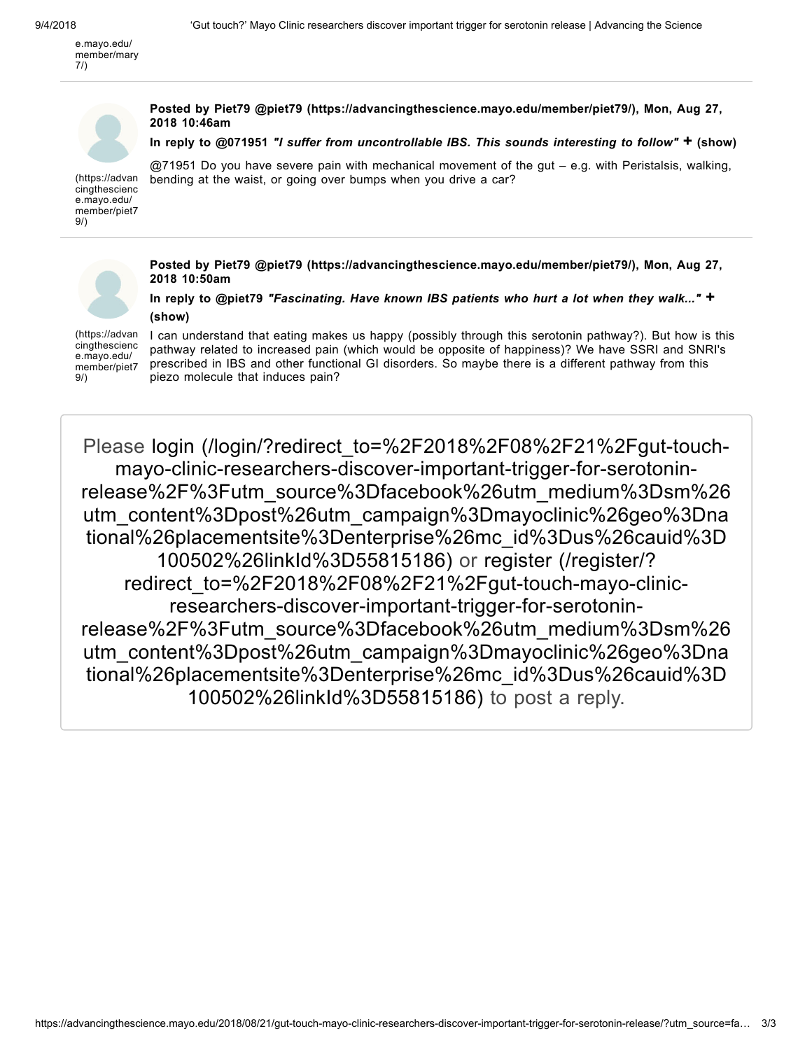e.mayo.edu/member/mary7/)

---

(https://advancingthescience.mayo.edu/member/piet79/)

**Posted by Piet79 @piet79 (https://advancingthescience.mayo.edu/member/piet79/), Mon, Aug 27, 2018 10:46am**

**In reply to @071951** ***"I suffer from uncontrollable IBS. This sounds interesting to follow"*** **+ (show)**

@71951 Do you have severe pain with mechanical movement of the gut – e.g. with Peristalsis, walking, bending at the waist, or going over bumps when you drive a car?

---

(https://advancingthescience.mayo.edu/member/piet79/)

**Posted by Piet79 @piet79 (https://advancingthescience.mayo.edu/member/piet79/), Mon, Aug 27, 2018 10:50am**

**In reply to @piet79** ***"Fascinating. Have known IBS patients who hurt a lot when they walk..."*** **+ (show)**

I can understand that eating makes us happy (possibly through this serotonin pathway?). But how is this pathway related to increased pain (which would be opposite of happiness)? We have SSRI and SNRI's prescribed in IBS and other functional GI disorders. So maybe there is a different pathway from this piezo molecule that induces pain?

---

Please login (/login/?redirect_to=%2F2018%2F08%2F21%2Fgut-touch-mayo-clinic-researchers-discover-important-trigger-for-serotonin-release%2F%3Futm_source%3Dfacebook%26utm_medium%3Dsm%26utm_content%3Dpost%26utm_campaign%3Dmayoclinic%26geo%3Dnational%26placementsite%3Denterprise%26mc_id%3Dus%26cauid%3D100502%26linkId%3D55815186) or register (/register/?redirect_to=%2F2018%2F08%2F21%2Fgut-touch-mayo-clinic-researchers-discover-important-trigger-for-serotonin-release%2F%3Futm_source%3Dfacebook%26utm_medium%3Dsm%26utm_content%3Dpost%26utm_campaign%3Dmayoclinic%26geo%3Dnational%26placementsite%3Denterprise%26mc_id%3Dus%26cauid%3D100502%26linkId%3D55815186) to post a reply.